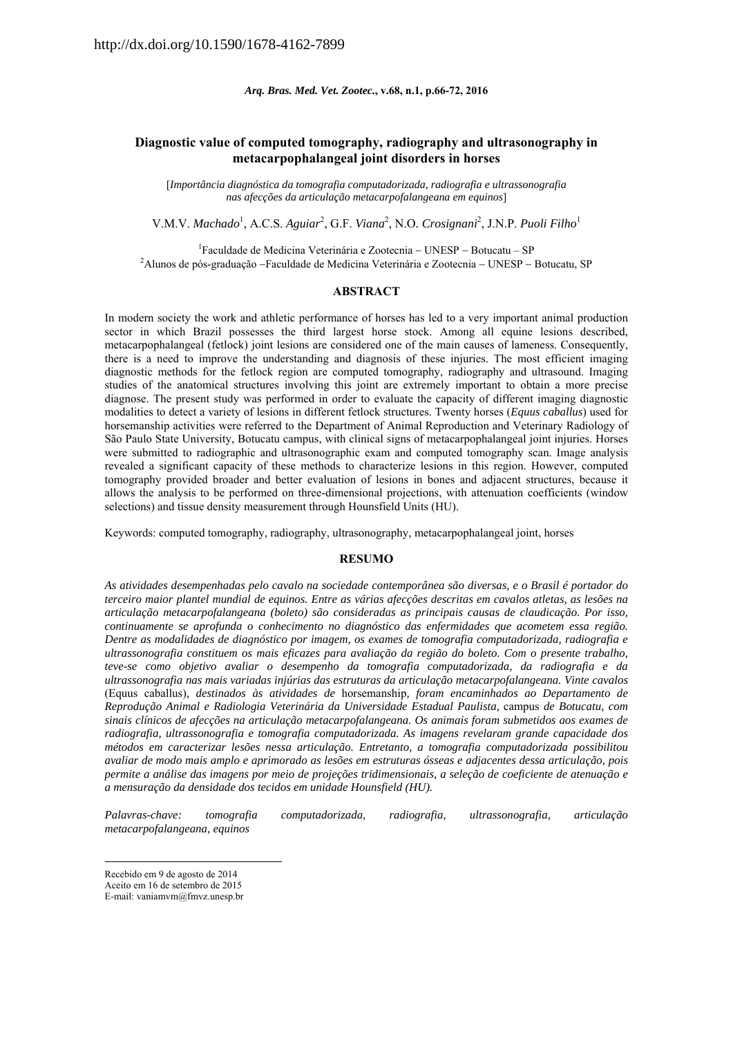http://dx.doi.org/10.1590/1678-4162-7899

# Diagnostic value of computed tomography, radiography and ultrasonography in metacarpophalangeal joint disorders in horses

[*Importância diagnóstica da tomografia computadorizada, radiografia e ultrassonografia nas afecções da articulação metacarpofalangeana em equinos*]

V.M.V. *Machado*[1], A.C.S. *Aguiar*[2], G.F. *Viana*[2], N.O. *Crosignani*[2], J.N.P. *Puoli Filho*[1]

[1]Faculdade de Medicina Veterinária e Zootecnia – UNESP – Botucatu – SP
[2]Alunos de pós-graduação –Faculdade de Medicina Veterinária e Zootecnia – UNESP – Botucatu, SP

## ABSTRACT

In modern society the work and athletic performance of horses has led to a very important animal production sector in which Brazil possesses the third largest horse stock. Among all equine lesions described, metacarpophalangeal (fetlock) joint lesions are considered one of the main causes of lameness. Consequently, there is a need to improve the understanding and diagnosis of these injuries. The most efficient imaging diagnostic methods for the fetlock region are computed tomography, radiography and ultrasound. Imaging studies of the anatomical structures involving this joint are extremely important to obtain a more precise diagnose. The present study was performed in order to evaluate the capacity of different imaging diagnostic modalities to detect a variety of lesions in different fetlock structures. Twenty horses (*Equus caballus*) used for horsemanship activities were referred to the Department of Animal Reproduction and Veterinary Radiology of São Paulo State University, Botucatu campus, with clinical signs of metacarpophalangeal joint injuries. Horses were submitted to radiographic and ultrasonographic exam and computed tomography scan. Image analysis revealed a significant capacity of these methods to characterize lesions in this region. However, computed tomography provided broader and better evaluation of lesions in bones and adjacent structures, because it allows the analysis to be performed on three-dimensional projections, with attenuation coefficients (window selections) and tissue density measurement through Hounsfield Units (HU).

Keywords: computed tomography, radiography, ultrasonography, metacarpophalangeal joint, horses

## RESUMO

*As atividades desempenhadas pelo cavalo na sociedade contemporânea são diversas, e o Brasil é portador do terceiro maior plantel mundial de equinos. Entre as várias afecções descritas em cavalos atletas, as lesões na articulação metacarpofalangeana (boleto) são consideradas as principais causas de claudicação. Por isso, continuamente se aprofunda o conhecimento no diagnóstico das enfermidades que acometem essa região. Dentre as modalidades de diagnóstico por imagem, os exames de tomografia computadorizada, radiografia e ultrassonografia constituem os mais eficazes para avaliação da região do boleto. Com o presente trabalho, teve-se como objetivo avaliar o desempenho da tomografia computadorizada, da radiografia e da ultrassonografia nas mais variadas injúrias das estruturas da articulação metacarpofalangeana. Vinte cavalos* (Equus caballus), *destinados às atividades de* horsemanship, *foram encaminhados ao Departamento de Reprodução Animal e Radiologia Veterinária da Universidade Estadual Paulista,* campus *de Botucatu, com sinais clínicos de afecções na articulação metacarpofalangeana. Os animais foram submetidos aos exames de radiografia, ultrassonografia e tomografia computadorizada. As imagens revelaram grande capacidade dos métodos em caracterizar lesões nessa articulação. Entretanto, a tomografia computadorizada possibilitou avaliar de modo mais amplo e aprimorado as lesões em estruturas ósseas e adjacentes dessa articulação, pois permite a análise das imagens por meio de projeções tridimensionais, a seleção de coeficiente de atenuação e a mensuração da densidade dos tecidos em unidade Hounsfield (HU).*

*Palavras-chave: tomografia computadorizada, radiografia, ultrassonografia, articulação metacarpofalangeana, equinos*

---

Recebido em 9 de agosto de 2014
Aceito em 16 de setembro de 2015
E-mail: vaniamvm@fmvz.unesp.br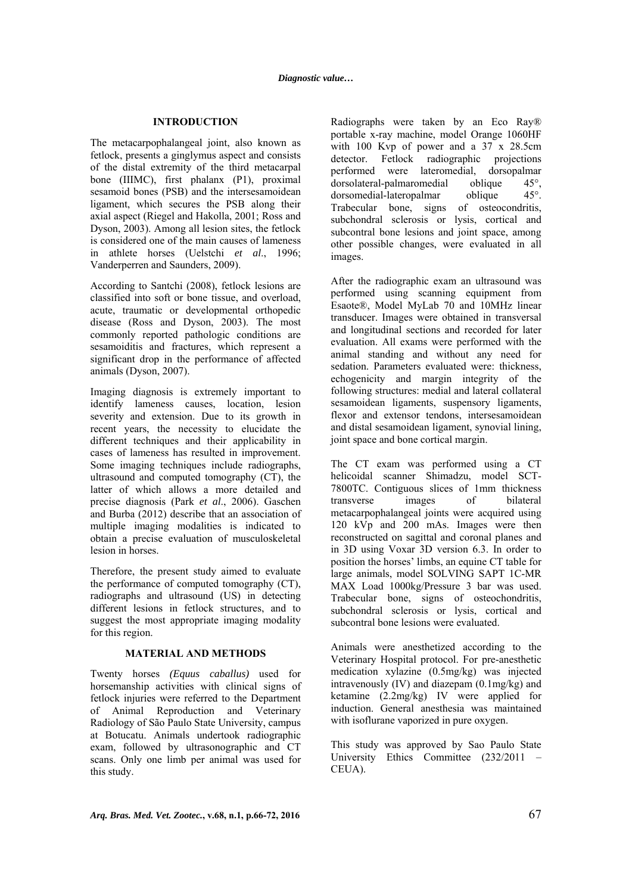## INTRODUCTION

The metacarpophalangeal joint, also known as fetlock, presents a ginglymus aspect and consists of the distal extremity of the third metacarpal bone (IIIMC), first phalanx (P1), proximal sesamoid bones (PSB) and the intersesamoidean ligament, which secures the PSB along their axial aspect (Riegel and Hakolla, 2001; Ross and Dyson, 2003). Among all lesion sites, the fetlock is considered one of the main causes of lameness in athlete horses (Uelstchi *et al*., 1996; Vanderperren and Saunders, 2009).

According to Santchi (2008), fetlock lesions are classified into soft or bone tissue, and overload, acute, traumatic or developmental orthopedic disease (Ross and Dyson, 2003). The most commonly reported pathologic conditions are sesamoiditis and fractures, which represent a significant drop in the performance of affected animals (Dyson, 2007).

Imaging diagnosis is extremely important to identify lameness causes, location, lesion severity and extension. Due to its growth in recent years, the necessity to elucidate the different techniques and their applicability in cases of lameness has resulted in improvement. Some imaging techniques include radiographs, ultrasound and computed tomography (CT), the latter of which allows a more detailed and precise diagnosis (Park *et al*., 2006). Gaschen and Burba (2012) describe that an association of multiple imaging modalities is indicated to obtain a precise evaluation of musculoskeletal lesion in horses.

Therefore, the present study aimed to evaluate the performance of computed tomography (CT), radiographs and ultrasound (US) in detecting different lesions in fetlock structures, and to suggest the most appropriate imaging modality for this region.

## MATERIAL AND METHODS

Twenty horses *(Equus caballus)* used for horsemanship activities with clinical signs of fetlock injuries were referred to the Department of Animal Reproduction and Veterinary Radiology of São Paulo State University, campus at Botucatu. Animals undertook radiographic exam, followed by ultrasonographic and CT scans. Only one limb per animal was used for this study.

Radiographs were taken by an Eco Ray® portable x-ray machine, model Orange 1060HF with 100 Kvp of power and a 37 x 28.5cm detector. Fetlock radiographic projections performed were lateromedial, dorsopalmar dorsolateral-palmaromedial oblique 45°, dorsomedial-lateropalmar oblique 45°. Trabecular bone, signs of osteocondritis, subchondral sclerosis or lysis, cortical and subcontral bone lesions and joint space, among other possible changes, were evaluated in all images.

After the radiographic exam an ultrasound was performed using scanning equipment from Esaote®, Model MyLab 70 and 10MHz linear transducer. Images were obtained in transversal and longitudinal sections and recorded for later evaluation. All exams were performed with the animal standing and without any need for sedation. Parameters evaluated were: thickness, echogenicity and margin integrity of the following structures: medial and lateral collateral sesamoidean ligaments, suspensory ligaments, flexor and extensor tendons, intersesamoidean and distal sesamoidean ligament, synovial lining, joint space and bone cortical margin.

The CT exam was performed using a CT helicoidal scanner Shimadzu, model SCT-7800TC. Contiguous slices of 1mm thickness transverse images of bilateral metacarpophalangeal joints were acquired using 120 kVp and 200 mAs. Images were then reconstructed on sagittal and coronal planes and in 3D using Voxar 3D version 6.3. In order to position the horses' limbs, an equine CT table for large animals, model SOLVING SAPT 1C-MR MAX Load 1000kg/Pressure 3 bar was used. Trabecular bone, signs of osteochondritis, subchondral sclerosis or lysis, cortical and subcontral bone lesions were evaluated.

Animals were anesthetized according to the Veterinary Hospital protocol. For pre-anesthetic medication xylazine (0.5mg/kg) was injected intravenously (IV) and diazepam (0.1mg/kg) and ketamine (2.2mg/kg) IV were applied for induction. General anesthesia was maintained with isoflurane vaporized in pure oxygen.

This study was approved by Sao Paulo State University Ethics Committee (232/2011 – CEUA).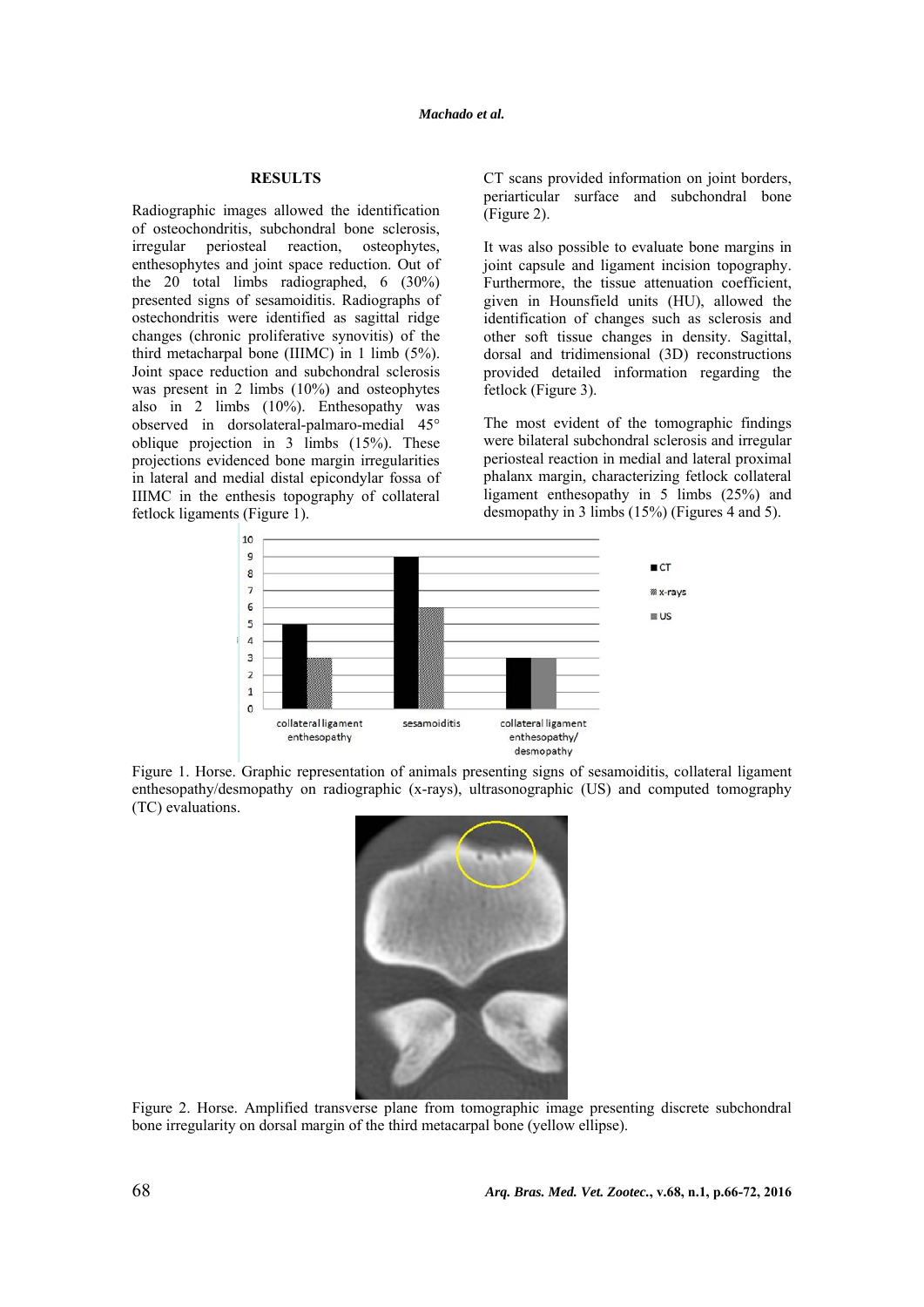## RESULTS

Radiographic images allowed the identification of osteochondritis, subchondral bone sclerosis, irregular periosteal reaction, osteophytes, enthesophytes and joint space reduction. Out of the 20 total limbs radiographed, 6 (30%) presented signs of sesamoiditis. Radiographs of ostechondritis were identified as sagittal ridge changes (chronic proliferative synovitis) of the third metacharpal bone (IIIMC) in 1 limb (5%). Joint space reduction and subchondral sclerosis was present in 2 limbs (10%) and osteophytes also in 2 limbs (10%). Enthesopathy was observed in dorsolateral-palmaro-medial 45° oblique projection in 3 limbs (15%). These projections evidenced bone margin irregularities in lateral and medial distal epicondylar fossa of IIIMC in the enthesis topography of collateral fetlock ligaments (Figure 1).

CT scans provided information on joint borders, periarticular surface and subchondral bone (Figure 2).

It was also possible to evaluate bone margins in joint capsule and ligament incision topography. Furthermore, the tissue attenuation coefficient, given in Hounsfield units (HU), allowed the identification of changes such as sclerosis and other soft tissue changes in density. Sagittal, dorsal and tridimensional (3D) reconstructions provided detailed information regarding the fetlock (Figure 3).

The most evident of the tomographic findings were bilateral subchondral sclerosis and irregular periosteal reaction in medial and lateral proximal phalanx margin, characterizing fetlock collateral ligament enthesopathy in 5 limbs (25%) and desmopathy in 3 limbs (15%) (Figures 4 and 5).

Figure 1. Horse. Graphic representation of animals presenting signs of sesamoiditis, collateral ligament enthesopathy/desmopathy on radiographic (x-rays), ultrasonographic (US) and computed tomography (TC) evaluations.

Figure 2. Horse. Amplified transverse plane from tomographic image presenting discrete subchondral bone irregularity on dorsal margin of the third metacarpal bone (yellow ellipse).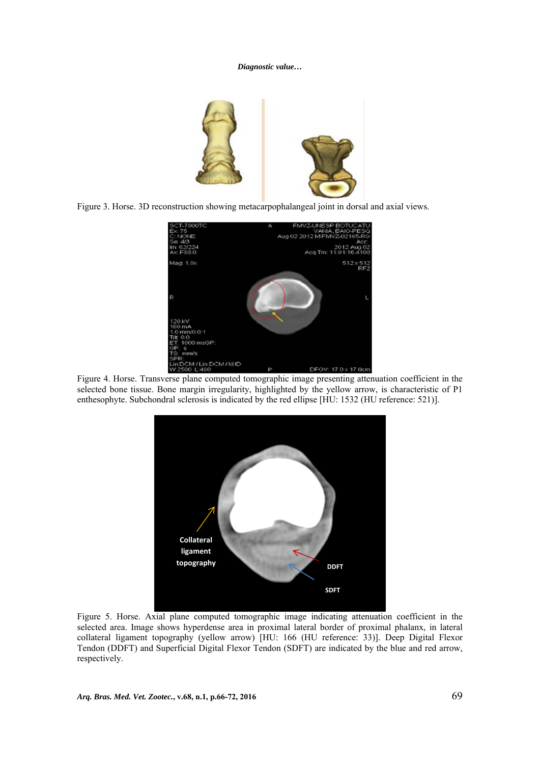Figure 3. Horse. 3D reconstruction showing metacarpophalangeal joint in dorsal and axial views.

Figure 4. Horse. Transverse plane computed tomographic image presenting attenuation coefficient in the selected bone tissue. Bone margin irregularity, highlighted by the yellow arrow, is characteristic of P1 enthesophyte. Subchondral sclerosis is indicated by the red ellipse [HU: 1532 (HU reference: 521)].

Figure 5. Horse. Axial plane computed tomographic image indicating attenuation coefficient in the selected area. Image shows hyperdense area in proximal lateral border of proximal phalanx, in lateral collateral ligament topography (yellow arrow) [HU: 166 (HU reference: 33)]. Deep Digital Flexor Tendon (DDFT) and Superficial Digital Flexor Tendon (SDFT) are indicated by the blue and red arrow, respectively.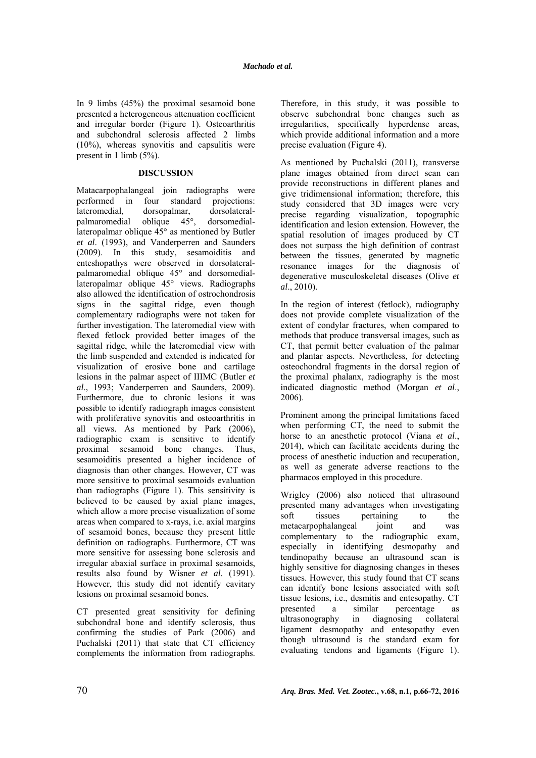In 9 limbs (45%) the proximal sesamoid bone presented a heterogeneous attenuation coefficient and irregular border (Figure 1). Osteoarthritis and subchondral sclerosis affected 2 limbs (10%), whereas synovitis and capsulitis were present in 1 limb (5%).

## DISCUSSION

Matacarpophalangeal join radiographs were performed in four standard projections: lateromedial, dorsopalmar, dorsolateral-palmaromedial oblique 45°, dorsomedial-lateropalmar oblique 45° as mentioned by Butler *et al*. (1993), and Vanderperren and Saunders (2009). In this study, sesamoiditis and enteshopathys were observed in dorsolateral-palmaromedial oblique 45° and dorsomedial-lateropalmar oblique 45° views. Radiographs also allowed the identification of ostrochondrosis signs in the sagittal ridge, even though complementary radiographs were not taken for further investigation. The lateromedial view with flexed fetlock provided better images of the sagittal ridge, while the lateromedial view with the limb suspended and extended is indicated for visualization of erosive bone and cartilage lesions in the palmar aspect of IIIMC (Butler *et al*., 1993; Vanderperren and Saunders, 2009). Furthermore, due to chronic lesions it was possible to identify radiograph images consistent with proliferative synovitis and osteoarthritis in all views. As mentioned by Park (2006), radiographic exam is sensitive to identify proximal sesamoid bone changes. Thus, sesamoiditis presented a higher incidence of diagnosis than other changes. However, CT was more sensitive to proximal sesamoids evaluation than radiographs (Figure 1). This sensitivity is believed to be caused by axial plane images, which allow a more precise visualization of some areas when compared to x-rays, i.e. axial margins of sesamoid bones, because they present little definition on radiographs. Furthermore, CT was more sensitive for assessing bone sclerosis and irregular abaxial surface in proximal sesamoids, results also found by Wisner *et al*. (1991). However, this study did not identify cavitary lesions on proximal sesamoid bones.

CT presented great sensitivity for defining subchondral bone and identify sclerosis, thus confirming the studies of Park (2006) and Puchalski (2011) that state that CT efficiency complements the information from radiographs. Therefore, in this study, it was possible to observe subchondral bone changes such as irregularities, specifically hyperdense areas, which provide additional information and a more precise evaluation (Figure 4).

As mentioned by Puchalski (2011), transverse plane images obtained from direct scan can provide reconstructions in different planes and give tridimensional information; therefore, this study considered that 3D images were very precise regarding visualization, topographic identification and lesion extension. However, the spatial resolution of images produced by CT does not surpass the high definition of contrast between the tissues, generated by magnetic resonance images for the diagnosis of degenerative musculoskeletal diseases (Olive *et al*., 2010).

In the region of interest (fetlock), radiography does not provide complete visualization of the extent of condylar fractures, when compared to methods that produce transversal images, such as CT, that permit better evaluation of the palmar and plantar aspects. Nevertheless, for detecting osteochondral fragments in the dorsal region of the proximal phalanx, radiography is the most indicated diagnostic method (Morgan *et al*., 2006).

Prominent among the principal limitations faced when performing CT, the need to submit the horse to an anesthetic protocol (Viana *et al*., 2014), which can facilitate accidents during the process of anesthetic induction and recuperation, as well as generate adverse reactions to the pharmacos employed in this procedure.

Wrigley (2006) also noticed that ultrasound presented many advantages when investigating soft tissues pertaining to the metacarpophalangeal joint and was complementary to the radiographic exam, especially in identifying desmopathy and tendinopathy because an ultrasound scan is highly sensitive for diagnosing changes in theses tissues. However, this study found that CT scans can identify bone lesions associated with soft tissue lesions, i.e., desmitis and entesopathy. CT presented a similar percentage as ultrasonography in diagnosing collateral ligament desmopathy and entesopathy even though ultrasound is the standard exam for evaluating tendons and ligaments (Figure 1).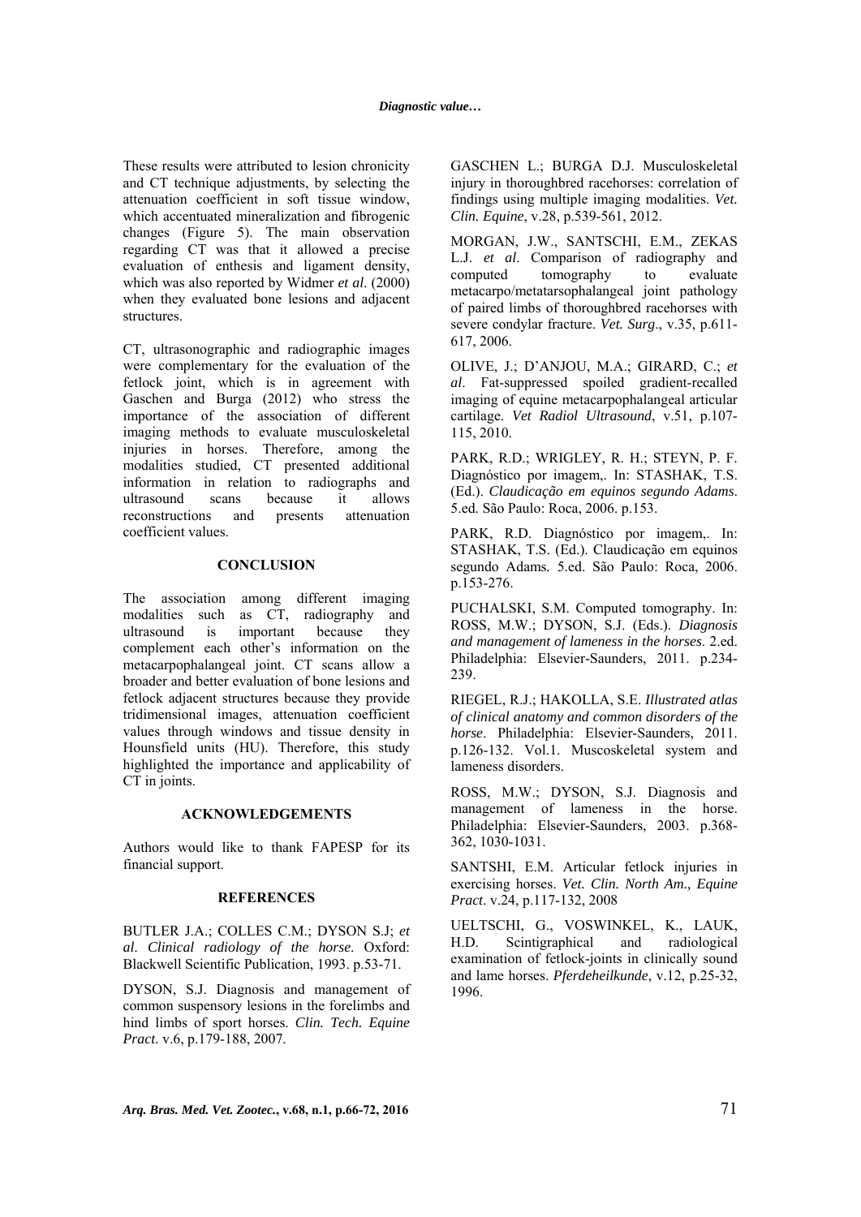These results were attributed to lesion chronicity and CT technique adjustments, by selecting the attenuation coefficient in soft tissue window, which accentuated mineralization and fibrogenic changes (Figure 5). The main observation regarding CT was that it allowed a precise evaluation of enthesis and ligament density, which was also reported by Widmer *et al*. (2000) when they evaluated bone lesions and adjacent structures.

CT, ultrasonographic and radiographic images were complementary for the evaluation of the fetlock joint, which is in agreement with Gaschen and Burga (2012) who stress the importance of the association of different imaging methods to evaluate musculoskeletal injuries in horses. Therefore, among the modalities studied, CT presented additional information in relation to radiographs and ultrasound scans because it allows reconstructions and presents attenuation coefficient values.

## CONCLUSION

The association among different imaging modalities such as CT, radiography and ultrasound is important because they complement each other's information on the metacarpophalangeal joint. CT scans allow a broader and better evaluation of bone lesions and fetlock adjacent structures because they provide tridimensional images, attenuation coefficient values through windows and tissue density in Hounsfield units (HU). Therefore, this study highlighted the importance and applicability of CT in joints.

## ACKNOWLEDGEMENTS

Authors would like to thank FAPESP for its financial support.

## REFERENCES

BUTLER J.A.; COLLES C.M.; DYSON S.J; *et al*. *Clinical radiology of the horse*. Oxford: Blackwell Scientific Publication, 1993. p.53-71.

DYSON, S.J. Diagnosis and management of common suspensory lesions in the forelimbs and hind limbs of sport horses. *Clin. Tech. Equine Pract*. v.6, p.179-188, 2007.

GASCHEN L.; BURGA D.J. Musculoskeletal injury in thoroughbred racehorses: correlation of findings using multiple imaging modalities. *Vet. Clin. Equine*, v.28, p.539-561, 2012.

MORGAN, J.W., SANTSCHI, E.M., ZEKAS L.J. *et al*. Comparison of radiography and computed tomography to evaluate metacarpo/metatarsophalangeal joint pathology of paired limbs of thoroughbred racehorses with severe condylar fracture. *Vet. Surg*., v.35, p.611-617, 2006.

OLIVE, J.; D'ANJOU, M.A.; GIRARD, C.; *et al*. Fat-suppressed spoiled gradient-recalled imaging of equine metacarpophalangeal articular cartilage. *Vet Radiol Ultrasound*, v.51, p.107-115, 2010.

PARK, R.D.; WRIGLEY, R. H.; STEYN, P. F. Diagnóstico por imagem,. In: STASHAK, T.S. (Ed.). *Claudicação em equinos segundo Adams*. 5.ed. São Paulo: Roca, 2006. p.153.

PARK, R.D. Diagnóstico por imagem,. In: STASHAK, T.S. (Ed.). Claudicação em equinos segundo Adams*.* 5.ed. São Paulo: Roca, 2006. p.153-276.

PUCHALSKI, S.M. Computed tomography. In: ROSS, M.W.; DYSON, S.J. (Eds.). *Diagnosis and management of lameness in the horses*. 2.ed. Philadelphia: Elsevier-Saunders, 2011. p.234-239.

RIEGEL, R.J.; HAKOLLA, S.E. *Illustrated atlas of clinical anatomy and common disorders of the horse*. Philadelphia: Elsevier-Saunders, 2011. p.126-132. Vol.1. Muscoskeletal system and lameness disorders.

ROSS, M.W.; DYSON, S.J. Diagnosis and management of lameness in the horse. Philadelphia: Elsevier-Saunders, 2003. p.368-362, 1030-1031.

SANTSHI, E.M. Articular fetlock injuries in exercising horses. *Vet. Clin. North Am., Equine Pract*. v.24, p.117-132, 2008

UELTSCHI, G., VOSWINKEL, K., LAUK, H.D. Scintigraphical and radiological examination of fetlock-joints in clinically sound and lame horses. *Pferdeheilkunde*, v.12, p.25-32, 1996.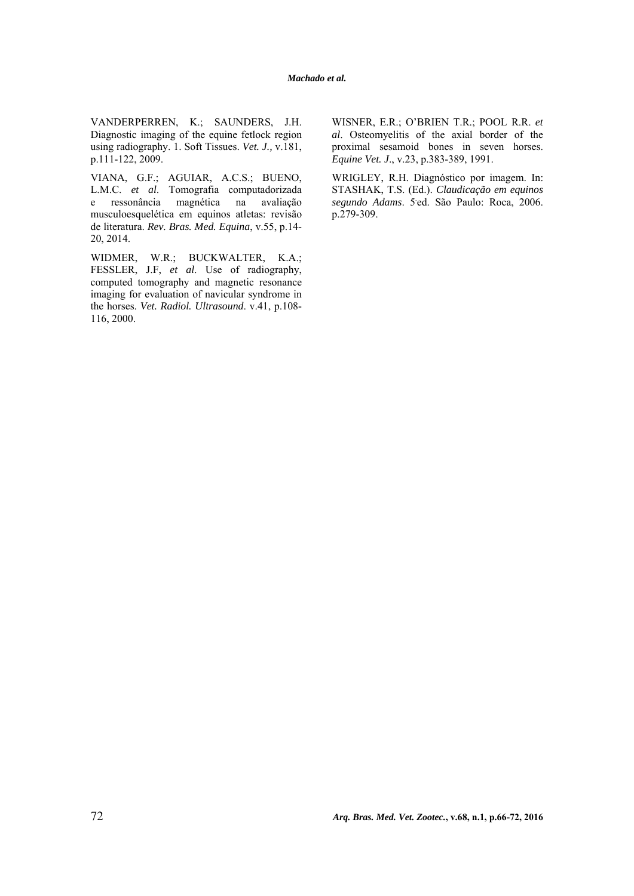VANDERPERREN, K.; SAUNDERS, J.H. Diagnostic imaging of the equine fetlock region using radiography. 1. Soft Tissues. *Vet. J.,* v.181, p.111-122, 2009.

VIANA, G.F.; AGUIAR, A.C.S.; BUENO, L.M.C. *et al*. Tomografia computadorizada e ressonância magnética na avaliação musculoesquelética em equinos atletas: revisão de literatura. *Rev. Bras. Med. Equina*, v.55, p.14-20, 2014.

WIDMER, W.R.; BUCKWALTER, K.A.; FESSLER, J.F, *et al*. Use of radiography, computed tomography and magnetic resonance imaging for evaluation of navicular syndrome in the horses. *Vet. Radiol. Ultrasound*. v.41, p.108-116, 2000.

WISNER, E.R.; O'BRIEN T.R.; POOL R.R. *et al*. Osteomyelitis of the axial border of the proximal sesamoid bones in seven horses. *Equine Vet. J*., v.23, p.383-389, 1991.

WRIGLEY, R.H. Diagnóstico por imagem. In: STASHAK, T.S. (Ed.). *Claudicação em equinos segundo Adams*. 5.ed. São Paulo: Roca, 2006. p.279-309.